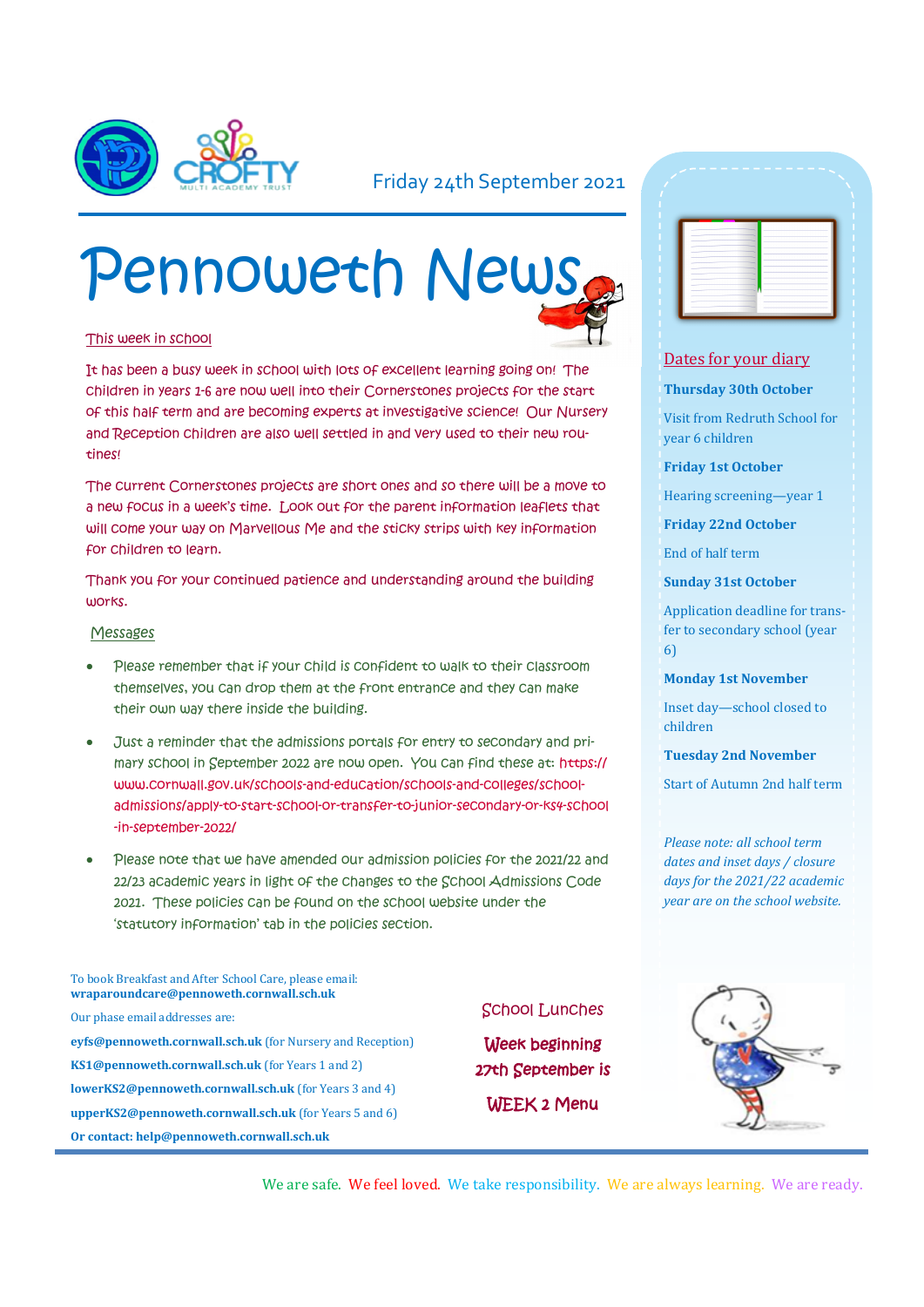Friday 24th September 2021

# Pennoweth News

## This week in school

It has been a busy week in school with lots of excellent learning going on! The children in years 1-6 are now well into their Cornerstones projects for the start of this half term and are becoming experts at investigative science! Our Nursery and Reception children are also well settled in and very used to their new routines!

The current Cornerstones projects are short ones and so there will be a move to a new focus in a week's time. Look out for the parent information leaflets that will come your way on Marvellous Me and the sticky strips with key information for children to learn.

Thank you for your continued patience and understanding around the building works.

## Messages

- Please remember that if your child is confident to walk to their classroom themselves, you can drop them at the front entrance and they can make their own way there inside the building.
- Just a reminder that the admissions portals for entry to secondary and primary school in September 2022 are now open. You can find these at: https://www.cornwall.gov.uk/schools-and-education/schools-and-colleges/school-admissions/apply-to-start-school-or-transfer-to-junior-secondary-or-ks4-school-in-september-2022/
- Please note that we have amended our admission policies for the 2021/22 and 22/23 academic years in light of the changes to the School Admissions Code 2021. These policies can be found on the school website under the 'statutory information' tab in the policies section.

## Dates for your diary

**Thursday 30th October**

Visit from Redruth School for year 6 children

**Friday 1st October**

Hearing screening—year 1

**Friday 22nd October**

End of half term

**Sunday 31st October**

Application deadline for transfer to secondary school (year 6)

**Monday 1st November**

Inset day—school closed to children

**Tuesday 2nd November**

Start of Autumn 2nd half term

*Please note: all school term dates and inset days / closure days for the 2021/22 academic year are on the school website.*

To book Breakfast and After School Care, please email:
**wraparoundcare@pennoweth.cornwall.sch.uk**

Our phase email addresses are:

**eyfs@pennoweth.cornwall.sch.uk** (for Nursery and Reception)

**KS1@pennoweth.cornwall.sch.uk** (for Years 1 and 2)

**lowerKS2@pennoweth.cornwall.sch.uk** (for Years 3 and 4)

**upperKS2@pennoweth.cornwall.sch.uk** (for Years 5 and 6)

**Or contact: help@pennoweth.cornwall.sch.uk**

## School Lunches

**Week beginning 27th September is WEEK 2 Menu**

We are safe. We feel loved. We take responsibility. We are always learning. We are ready.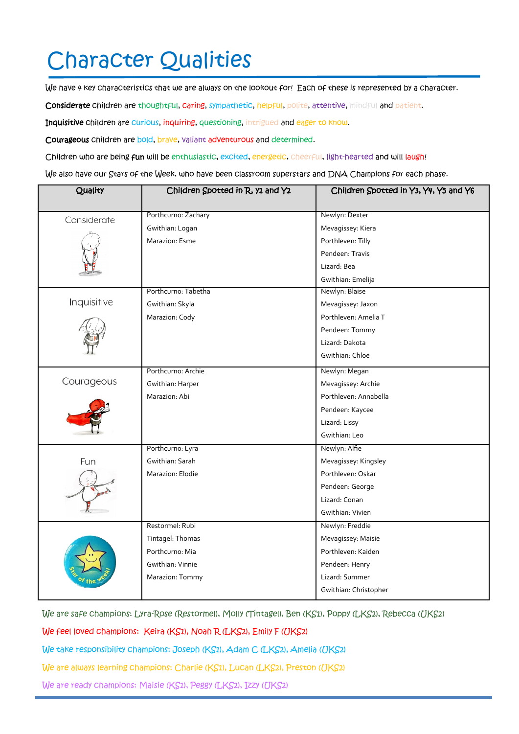# Character Qualities

We have 4 key characteristics that we are always on the lookout for! Each of these is represented by a character.

**Considerate** children are thoughtful, caring, sympathetic, helpful, polite, attentive, mindful and patient.

**Inquisitive** children are curious, inquiring, questioning, intrigued and eager to know.

**Courageous** children are bold, brave, valiant adventurous and determined.

Children who are being **fun** will be enthusiastic, excited, energetic, cheerful, light-hearted and will laugh!

We also have our Stars of the Week, who have been classroom superstars and DNA Champions for each phase.

| Quality | Children Spotted in R, Y1 and Y2 | Children Spotted in Y3, Y4, Y5 and Y6 |
|---|---|---|
| Considerate | Porthcurno: Zachary<br>Gwithian: Logan<br>Marazion: Esme | Newlyn: Dexter<br>Mevagissey: Kiera<br>Porthleven: Tilly<br>Pendeen: Travis<br>Lizard: Bea<br>Gwithian: Emelija |
| Inquisitive | Porthcurno: Tabetha<br>Gwithian: Skyla<br>Marazion: Cody | Newlyn: Blaise<br>Mevagissey: Jaxon<br>Porthleven: Amelia T<br>Pendeen: Tommy<br>Lizard: Dakota<br>Gwithian: Chloe |
| Courageous | Porthcurno: Archie<br>Gwithian: Harper<br>Marazion: Abi | Newlyn: Megan<br>Mevagissey: Archie<br>Porthleven: Annabella<br>Pendeen: Kaycee<br>Lizard: Lissy<br>Gwithian: Leo |
| Fun | Porthcurno: Lyra<br>Gwithian: Sarah<br>Marazion: Elodie | Newlyn: Alfie<br>Mevagissey: Kingsley<br>Porthleven: Oskar<br>Pendeen: George<br>Lizard: Conan<br>Gwithian: Vivien |
| Star of the week! | Restormel: Rubi<br>Tintagel: Thomas<br>Porthcurno: Mia<br>Gwithian: Vinnie<br>Marazion: Tommy | Newlyn: Freddie<br>Mevagissey: Maisie<br>Porthleven: Kaiden<br>Pendeen: Henry<br>Lizard: Summer<br>Gwithian: Christopher |

We are safe champions: Lyra-Rose (Restormel), Molly (Tintagel), Ben (KS1), Poppy (LKS2), Rebecca (UKS2)

We feel loved champions: Keira (KS1), Noah R (LKS2), Emily F (UKS2)

We take responsibility champions: Joseph (KS1), Adam C (LKS2), Amelia (UKS2)

We are always learning champions: Charlie (KS1), Lucan (LKS2), Preston (UKS2)

We are ready champions: Maisie (KS1), Peggy (LKS2), Izzy (UKS2)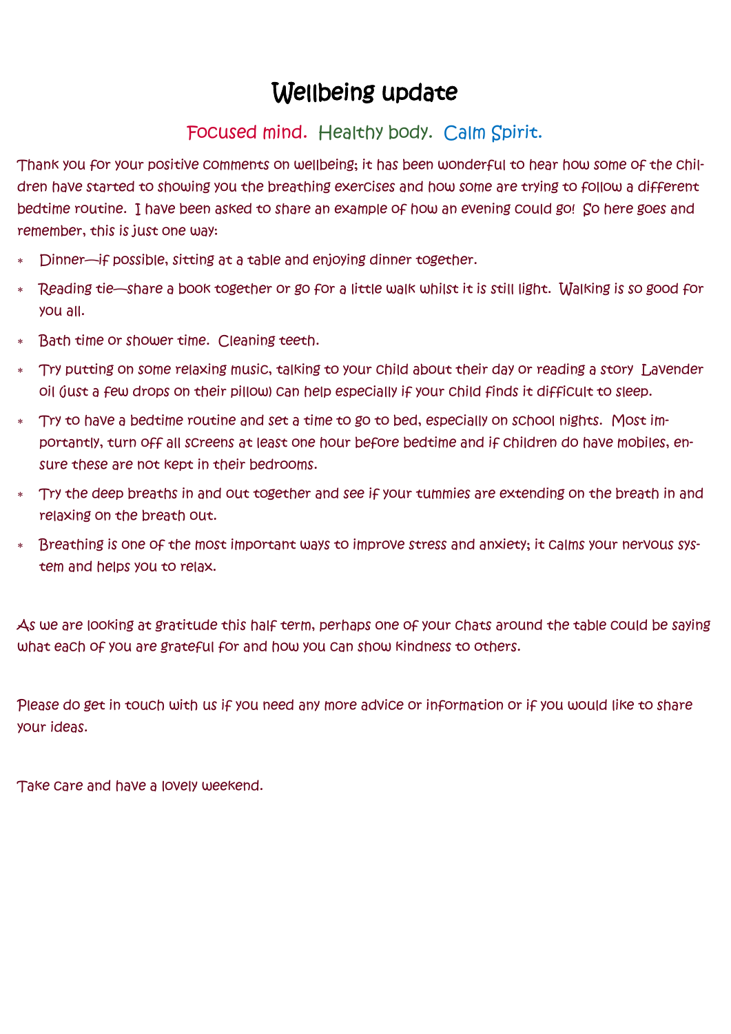# Wellbeing update

Focused mind. Healthy body. Calm Spirit.

Thank you for your positive comments on wellbeing; it has been wonderful to hear how some of the children have started to showing you the breathing exercises and how some are trying to follow a different bedtime routine. I have been asked to share an example of how an evening could go! So here goes and remember, this is just one way:

- Dinner—if possible, sitting at a table and enjoying dinner together.
- Reading tie—share a book together or go for a little walk whilst it is still light. Walking is so good for you all.
- Bath time or shower time. Cleaning teeth.
- Try putting on some relaxing music, talking to your child about their day or reading a story Lavender oil (just a few drops on their pillow) can help especially if your child finds it difficult to sleep.
- Try to have a bedtime routine and set a time to go to bed, especially on school nights. Most importantly, turn off all screens at least one hour before bedtime and if children do have mobiles, ensure these are not kept in their bedrooms.
- Try the deep breaths in and out together and see if your tummies are extending on the breath in and relaxing on the breath out.
- Breathing is one of the most important ways to improve stress and anxiety; it calms your nervous system and helps you to relax.

As we are looking at gratitude this half term, perhaps one of your chats around the table could be saying what each of you are grateful for and how you can show kindness to others.

Please do get in touch with us if you need any more advice or information or if you would like to share your ideas.

Take care and have a lovely weekend.